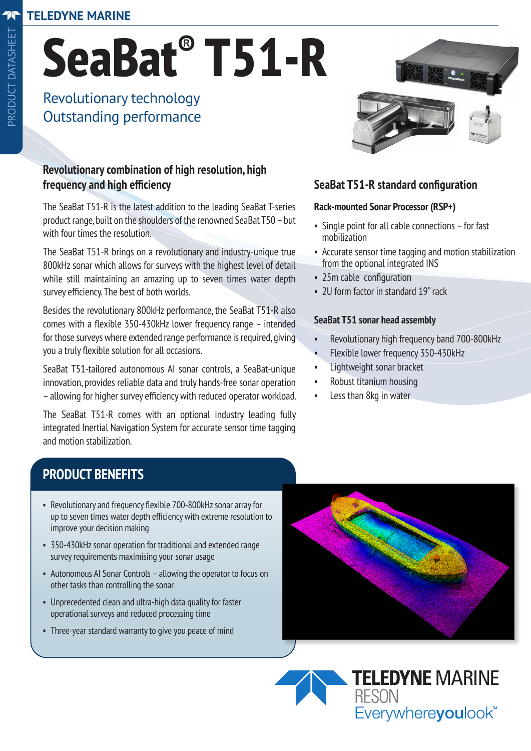# SeaBat® T51-R

Revolutionary technology
Outstanding performance

## Revolutionary combination of high resolution, high frequency and high efficiency

The SeaBat T51-R is the latest addition to the leading SeaBat T-series product range, built on the shoulders of the renowned SeaBat T50 – but with four times the resolution.

The SeaBat T51-R brings on a revolutionary and industry-unique true 800kHz sonar which allows for surveys with the highest level of detail while still maintaining an amazing up to seven times water depth survey efficiency. The best of both worlds.

Besides the revolutionary 800kHz performance, the SeaBat T51-R also comes with a flexible 350-430kHz lower frequency range – intended for those surveys where extended range performance is required, giving you a truly flexible solution for all occasions.

SeaBat T51-tailored autonomous AI sonar controls, a SeaBat-unique innovation, provides reliable data and truly hands-free sonar operation – allowing for higher survey efficiency with reduced operator workload.

The SeaBat T51-R comes with an optional industry leading fully integrated Inertial Navigation System for accurate sensor time tagging and motion stabilization.

## SeaBat T51-R standard configuration

### Rack-mounted Sonar Processor (RSP+)

- Single point for all cable connections – for fast mobilization
- Accurate sensor time tagging and motion stabilization from the optional integrated INS
- 25m cable configuration
- 2U form factor in standard 19" rack

### SeaBat T51 sonar head assembly

- Revolutionary high frequency band 700-800kHz
- Flexible lower frequency 350-430kHz
- Lightweight sonar bracket
- Robust titanium housing
- Less than 8kg in water

## PRODUCT BENEFITS

- Revolutionary and frequency flexible 700-800kHz sonar array for up to seven times water depth efficiency with extreme resolution to improve your decision making
- 350-430kHz sonar operation for traditional and extended range survey requirements maximising your sonar usage
- Autonomous AI Sonar Controls – allowing the operator to focus on other tasks than controlling the sonar
- Unprecedented clean and ultra-high data quality for faster operational surveys and reduced processing time
- Three-year standard warranty to give you peace of mind

TELEDYNE MARINE
RESON
Everywhereyoulook™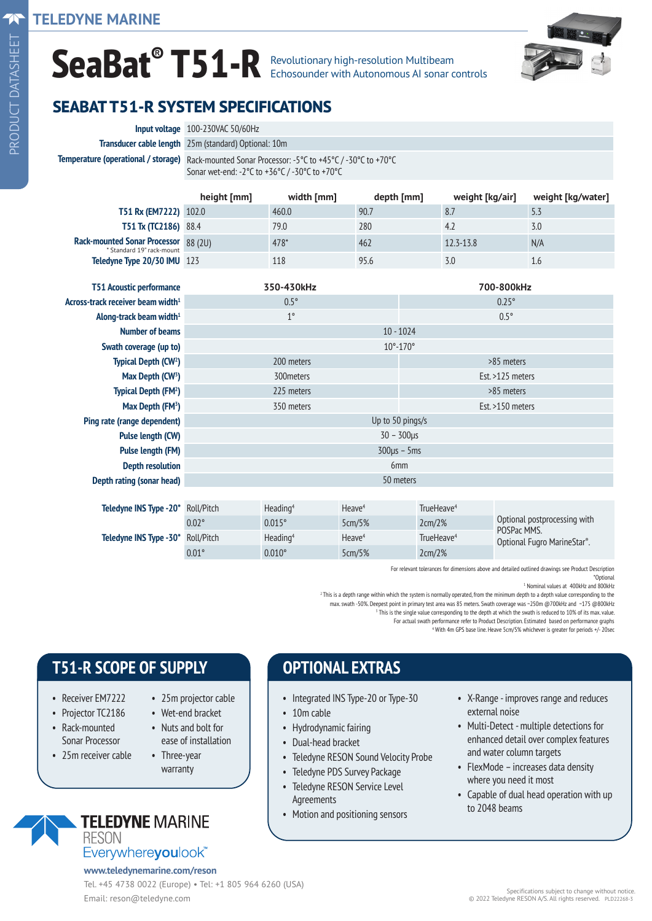TELEDYNE MARINE

PRODUCT DATASHEET

# SeaBat® T51-R

Revolutionary high-resolution Multibeam Echosounder with Autonomous AI sonar controls

## SEABAT T51-R SYSTEM SPECIFICATIONS

| | |
|---|---|
| **Input voltage** | 100-230VAC 50/60Hz |
| **Transducer cable length** | 25m (standard) Optional: 10m |
| **Temperature (operational / storage)** | Rack-mounted Sonar Processor: -5°C to +45°C / -30°C to +70°C<br>Sonar wet-end: -2°C to +36°C / -30°C to +70°C |

| | height [mm] | width [mm] | depth [mm] | weight [kg/air] | weight [kg/water] |
|---|---|---|---|---|---|
| **T51 Rx (EM7222)** | 102.0 | 460.0 | 90.7 | 8.7 | 5.3 |
| **T51 Tx (TC2186)** | 88.4 | 79.0 | 280 | 4.2 | 3.0 |
| **Rack-mounted Sonar Processor** * Standard 19" rack-mount | 88 (2U) | 478* | 462 | 12.3-13.8 | N/A |
| **Teledyne Type 20/30 IMU** | 123 | 118 | 95.6 | 3.0 | 1.6 |

| **T51 Acoustic performance** | 350-430kHz | 700-800kHz |
|---|---|---|
| **Across-track receiver beam width[1]** | 0.5° | 0.25° |
| **Along-track beam width[1]** | 1° | 0.5° |
| **Number of beams** | 10 - 1024 | |
| **Swath coverage (up to)** | 10°-170° | |
| **Typical Depth (CW[2])** | 200 meters | >85 meters |
| **Max Depth (CW[3])** | 300meters | Est. >125 meters |
| **Typical Depth (FM[2])** | 225 meters | >85 meters |
| **Max Depth (FM[3])** | 350 meters | Est. >150 meters |
| **Ping rate (range dependent)** | Up to 50 pings/s | |
| **Pulse length (CW)** | 30 – 300μs | |
| **Pulse length (FM)** | 300μs – 5ms | |
| **Depth resolution** | 6mm | |
| **Depth rating (sonar head)** | 50 meters | |

| | | | | | |
|---|---|---|---|---|---|
| **Teledyne INS Type -20*** | Roll/Pitch | Heading[4] | Heave[4] | TrueHeave[4] | Optional postprocessing with POSPac MMS. Optional Fugro MarineStar®. |
| | 0.02° | 0.015° | 5cm/5% | 2cm/2% | |
| **Teledyne INS Type -30*** | Roll/Pitch | Heading[4] | Heave[4] | TrueHeave[4] | |
| | 0.01° | 0.010° | 5cm/5% | 2cm/2% | |

For relevant tolerances for dimensions above and detailed outlined drawings see Product Description
*Optional
[1] Nominal values at 400kHz and 800kHz
[2] This is a depth range within which the system is normally operated, from the minimum depth to a depth value corresponding to the max. swath -50%. Deepest point in primary test area was 85 meters. Swath coverage was ~250m @700kHz and ~175 @800kHz
[3] This is the single value corresponding to the depth at which the swath is reduced to 10% of its max. value. For actual swath performance refer to Product Description. Estimated based on performance graphs
[4] With 4m GPS base line. Heave 5cm/5% whichever is greater for periods +/- 20sec

## T51-R SCOPE OF SUPPLY

- Receiver EM7222
- Projector TC2186
- Rack-mounted Sonar Processor
- 25m receiver cable
- 25m projector cable
- Wet-end bracket
- Nuts and bolt for ease of installation
- Three-year warranty

## OPTIONAL EXTRAS

- Integrated INS Type-20 or Type-30
- 10m cable
- Hydrodynamic fairing
- Dual-head bracket
- Teledyne RESON Sound Velocity Probe
- Teledyne PDS Survey Package
- Teledyne RESON Service Level Agreements
- Motion and positioning sensors
- X-Range - improves range and reduces external noise
- Multi-Detect - multiple detections for enhanced detail over complex features and water column targets
- FlexMode – increases data density where you need it most
- Capable of dual head operation with up to 2048 beams

TELEDYNE MARINE
RESON
Everywhereyoulook™

**www.teledynemarine.com/reson**
Tel. +45 4738 0022 (Europe) • Tel: +1 805 964 6260 (USA)
Email: reson@teledyne.com

Specifications subject to change without notice.
© 2022 Teledyne RESON A/S. All rights reserved. PLD22268-3